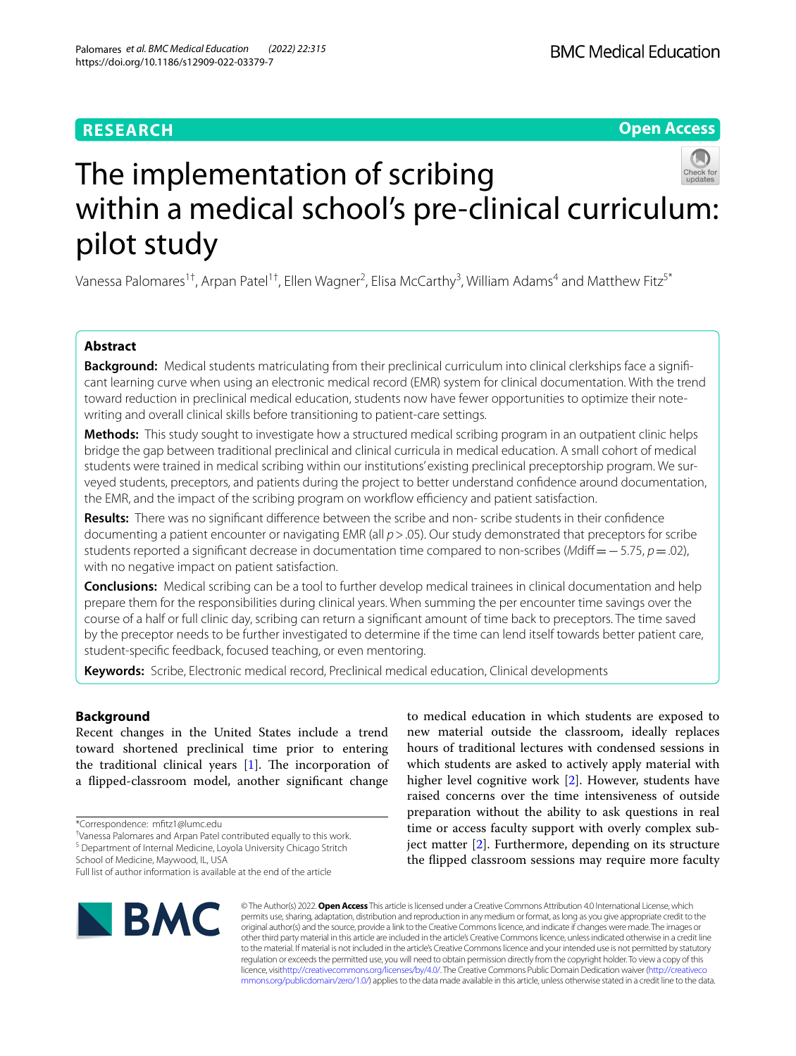**RESEARCH** **Open Access**

# The implementation of scribing within a medical school's pre-clinical curriculum: pilot study

Vanessa Palomares[1†], Arpan Patel[1†], Ellen Wagner[2], Elisa McCarthy[3], William Adams[4] and Matthew Fitz[5*]

## Abstract

**Background:** Medical students matriculating from their preclinical curriculum into clinical clerkships face a significant learning curve when using an electronic medical record (EMR) system for clinical documentation. With the trend toward reduction in preclinical medical education, students now have fewer opportunities to optimize their note-writing and overall clinical skills before transitioning to patient-care settings.

**Methods:** This study sought to investigate how a structured medical scribing program in an outpatient clinic helps bridge the gap between traditional preclinical and clinical curricula in medical education. A small cohort of medical students were trained in medical scribing within our institutions' existing preclinical preceptorship program. We surveyed students, preceptors, and patients during the project to better understand confidence around documentation, the EMR, and the impact of the scribing program on workflow efficiency and patient satisfaction.

**Results:** There was no significant difference between the scribe and non- scribe students in their confidence documenting a patient encounter or navigating EMR (all $p > .05$). Our study demonstrated that preceptors for scribe students reported a significant decrease in documentation time compared to non-scribes ($Mdiff = -5.75$, $p = .02$), with no negative impact on patient satisfaction.

**Conclusions:** Medical scribing can be a tool to further develop medical trainees in clinical documentation and help prepare them for the responsibilities during clinical years. When summing the per encounter time savings over the course of a half or full clinic day, scribing can return a significant amount of time back to preceptors. The time saved by the preceptor needs to be further investigated to determine if the time can lend itself towards better patient care, student-specific feedback, focused teaching, or even mentoring.

**Keywords:** Scribe, Electronic medical record, Preclinical medical education, Clinical developments

## Background

Recent changes in the United States include a trend toward shortened preclinical time prior to entering the traditional clinical years [1]. The incorporation of a flipped-classroom model, another significant change to medical education in which students are exposed to new material outside the classroom, ideally replaces hours of traditional lectures with condensed sessions in which students are asked to actively apply material with higher level cognitive work [2]. However, students have raised concerns over the time intensiveness of outside preparation without the ability to ask questions in real time or access faculty support with overly complex subject matter [2]. Furthermore, depending on its structure the flipped classroom sessions may require more faculty

*Correspondence: mfitz1@lumc.edu

†Vanessa Palomares and Arpan Patel contributed equally to this work.

[5] Department of Internal Medicine, Loyola University Chicago Stritch School of Medicine, Maywood, IL, USA

Full list of author information is available at the end of the article

© The Author(s) 2022. **Open Access** This article is licensed under a Creative Commons Attribution 4.0 International License, which permits use, sharing, adaptation, distribution and reproduction in any medium or format, as long as you give appropriate credit to the original author(s) and the source, provide a link to the Creative Commons licence, and indicate if changes were made. The images or other third party material in this article are included in the article's Creative Commons licence, unless indicated otherwise in a credit line to the material. If material is not included in the article's Creative Commons licence and your intended use is not permitted by statutory regulation or exceeds the permitted use, you will need to obtain permission directly from the copyright holder. To view a copy of this licence, visit http://creativecommons.org/licenses/by/4.0/. The Creative Commons Public Domain Dedication waiver (http://creativecommons.org/publicdomain/zero/1.0/) applies to the data made available in this article, unless otherwise stated in a credit line to the data.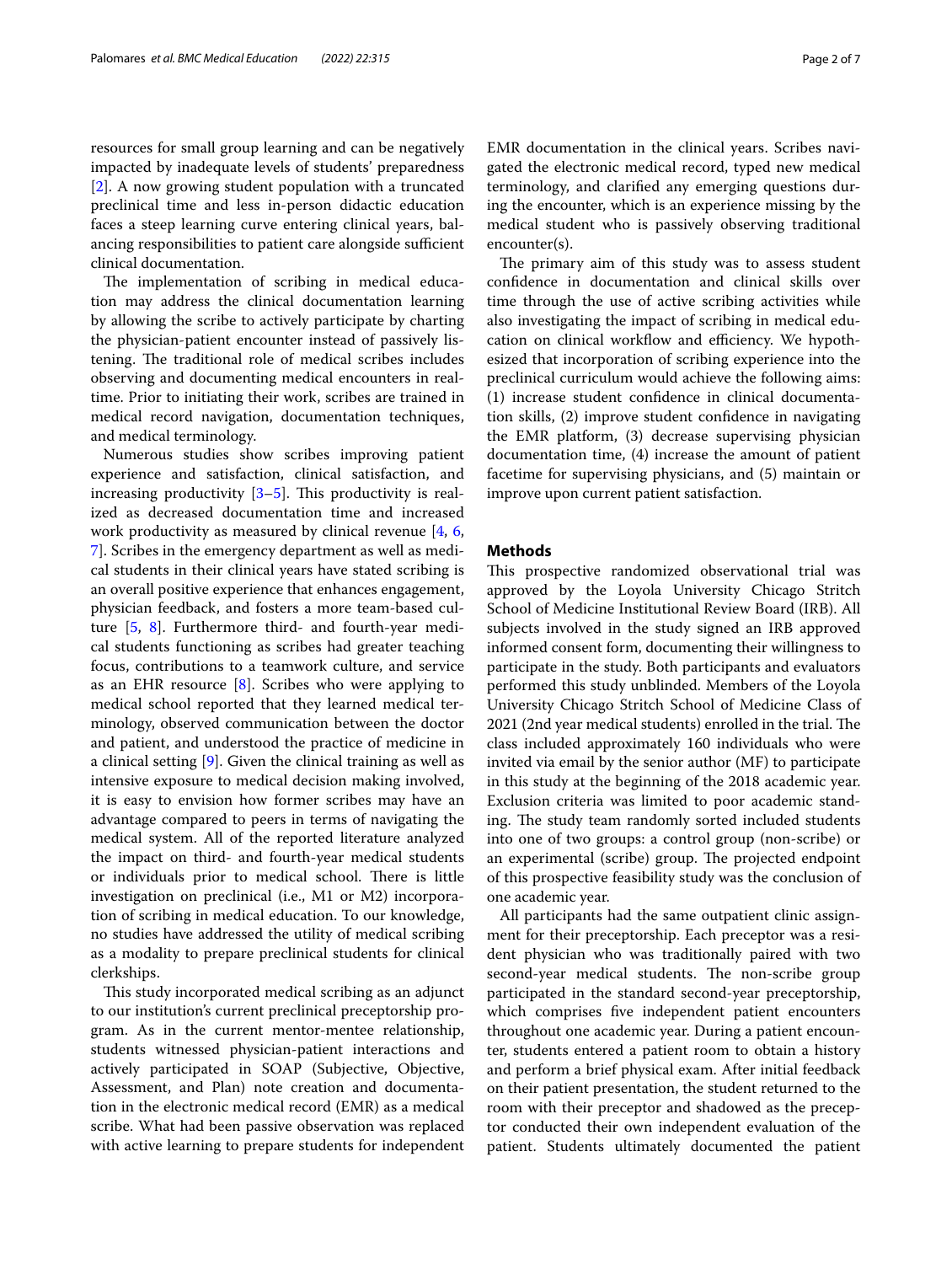resources for small group learning and can be negatively impacted by inadequate levels of students' preparedness [2]. A now growing student population with a truncated preclinical time and less in-person didactic education faces a steep learning curve entering clinical years, balancing responsibilities to patient care alongside sufficient clinical documentation.

The implementation of scribing in medical education may address the clinical documentation learning by allowing the scribe to actively participate by charting the physician-patient encounter instead of passively listening. The traditional role of medical scribes includes observing and documenting medical encounters in real-time. Prior to initiating their work, scribes are trained in medical record navigation, documentation techniques, and medical terminology.

Numerous studies show scribes improving patient experience and satisfaction, clinical satisfaction, and increasing productivity [3–5]. This productivity is realized as decreased documentation time and increased work productivity as measured by clinical revenue [4, 6, 7]. Scribes in the emergency department as well as medical students in their clinical years have stated scribing is an overall positive experience that enhances engagement, physician feedback, and fosters a more team-based culture [5, 8]. Furthermore third- and fourth-year medical students functioning as scribes had greater teaching focus, contributions to a teamwork culture, and service as an EHR resource [8]. Scribes who were applying to medical school reported that they learned medical terminology, observed communication between the doctor and patient, and understood the practice of medicine in a clinical setting [9]. Given the clinical training as well as intensive exposure to medical decision making involved, it is easy to envision how former scribes may have an advantage compared to peers in terms of navigating the medical system. All of the reported literature analyzed the impact on third- and fourth-year medical students or individuals prior to medical school. There is little investigation on preclinical (i.e., M1 or M2) incorporation of scribing in medical education. To our knowledge, no studies have addressed the utility of medical scribing as a modality to prepare preclinical students for clinical clerkships.

This study incorporated medical scribing as an adjunct to our institution's current preclinical preceptorship program. As in the current mentor-mentee relationship, students witnessed physician-patient interactions and actively participated in SOAP (Subjective, Objective, Assessment, and Plan) note creation and documentation in the electronic medical record (EMR) as a medical scribe. What had been passive observation was replaced with active learning to prepare students for independent EMR documentation in the clinical years. Scribes navigated the electronic medical record, typed new medical terminology, and clarified any emerging questions during the encounter, which is an experience missing by the medical student who is passively observing traditional encounter(s).

The primary aim of this study was to assess student confidence in documentation and clinical skills over time through the use of active scribing activities while also investigating the impact of scribing in medical education on clinical workflow and efficiency. We hypothesized that incorporation of scribing experience into the preclinical curriculum would achieve the following aims: (1) increase student confidence in clinical documentation skills, (2) improve student confidence in navigating the EMR platform, (3) decrease supervising physician documentation time, (4) increase the amount of patient facetime for supervising physicians, and (5) maintain or improve upon current patient satisfaction.

## Methods

This prospective randomized observational trial was approved by the Loyola University Chicago Stritch School of Medicine Institutional Review Board (IRB). All subjects involved in the study signed an IRB approved informed consent form, documenting their willingness to participate in the study. Both participants and evaluators performed this study unblinded. Members of the Loyola University Chicago Stritch School of Medicine Class of 2021 (2nd year medical students) enrolled in the trial. The class included approximately 160 individuals who were invited via email by the senior author (MF) to participate in this study at the beginning of the 2018 academic year. Exclusion criteria was limited to poor academic standing. The study team randomly sorted included students into one of two groups: a control group (non-scribe) or an experimental (scribe) group. The projected endpoint of this prospective feasibility study was the conclusion of one academic year.

All participants had the same outpatient clinic assignment for their preceptorship. Each preceptor was a resident physician who was traditionally paired with two second-year medical students. The non-scribe group participated in the standard second-year preceptorship, which comprises five independent patient encounters throughout one academic year. During a patient encounter, students entered a patient room to obtain a history and perform a brief physical exam. After initial feedback on their patient presentation, the student returned to the room with their preceptor and shadowed as the preceptor conducted their own independent evaluation of the patient. Students ultimately documented the patient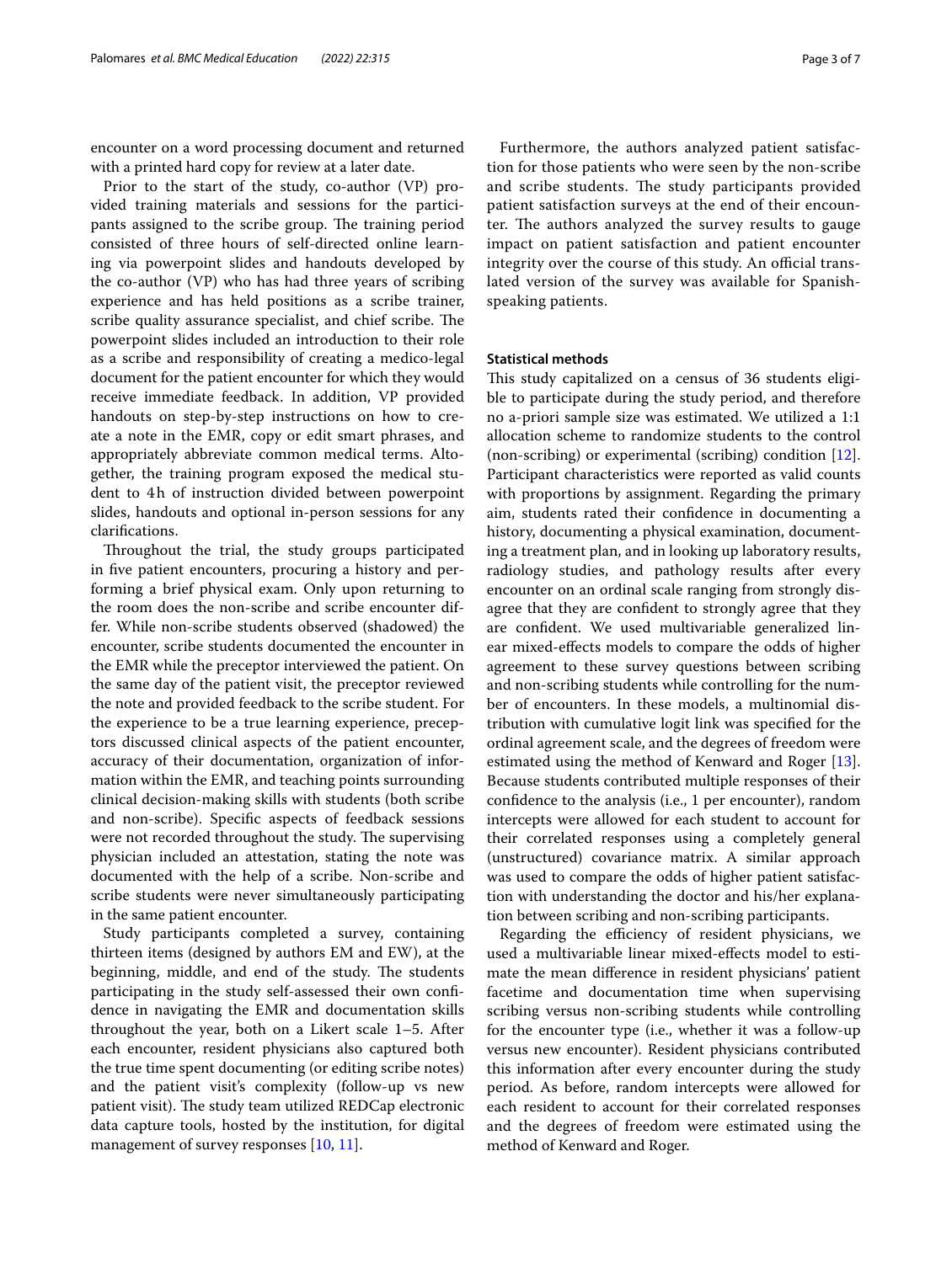encounter on a word processing document and returned with a printed hard copy for review at a later date.

Prior to the start of the study, co-author (VP) provided training materials and sessions for the participants assigned to the scribe group. The training period consisted of three hours of self-directed online learning via powerpoint slides and handouts developed by the co-author (VP) who has had three years of scribing experience and has held positions as a scribe trainer, scribe quality assurance specialist, and chief scribe. The powerpoint slides included an introduction to their role as a scribe and responsibility of creating a medico-legal document for the patient encounter for which they would receive immediate feedback. In addition, VP provided handouts on step-by-step instructions on how to create a note in the EMR, copy or edit smart phrases, and appropriately abbreviate common medical terms. Altogether, the training program exposed the medical student to 4 h of instruction divided between powerpoint slides, handouts and optional in-person sessions for any clarifications.

Throughout the trial, the study groups participated in five patient encounters, procuring a history and performing a brief physical exam. Only upon returning to the room does the non-scribe and scribe encounter differ. While non-scribe students observed (shadowed) the encounter, scribe students documented the encounter in the EMR while the preceptor interviewed the patient. On the same day of the patient visit, the preceptor reviewed the note and provided feedback to the scribe student. For the experience to be a true learning experience, preceptors discussed clinical aspects of the patient encounter, accuracy of their documentation, organization of information within the EMR, and teaching points surrounding clinical decision-making skills with students (both scribe and non-scribe). Specific aspects of feedback sessions were not recorded throughout the study. The supervising physician included an attestation, stating the note was documented with the help of a scribe. Non-scribe and scribe students were never simultaneously participating in the same patient encounter.

Study participants completed a survey, containing thirteen items (designed by authors EM and EW), at the beginning, middle, and end of the study. The students participating in the study self-assessed their own confidence in navigating the EMR and documentation skills throughout the year, both on a Likert scale 1–5. After each encounter, resident physicians also captured both the true time spent documenting (or editing scribe notes) and the patient visit's complexity (follow-up vs new patient visit). The study team utilized REDCap electronic data capture tools, hosted by the institution, for digital management of survey responses [10, 11].

Furthermore, the authors analyzed patient satisfaction for those patients who were seen by the non-scribe and scribe students. The study participants provided patient satisfaction surveys at the end of their encounter. The authors analyzed the survey results to gauge impact on patient satisfaction and patient encounter integrity over the course of this study. An official translated version of the survey was available for Spanish-speaking patients.

### Statistical methods

This study capitalized on a census of 36 students eligible to participate during the study period, and therefore no a-priori sample size was estimated. We utilized a 1:1 allocation scheme to randomize students to the control (non-scribing) or experimental (scribing) condition [12]. Participant characteristics were reported as valid counts with proportions by assignment. Regarding the primary aim, students rated their confidence in documenting a history, documenting a physical examination, documenting a treatment plan, and in looking up laboratory results, radiology studies, and pathology results after every encounter on an ordinal scale ranging from strongly disagree that they are confident to strongly agree that they are confident. We used multivariable generalized linear mixed-effects models to compare the odds of higher agreement to these survey questions between scribing and non-scribing students while controlling for the number of encounters. In these models, a multinomial distribution with cumulative logit link was specified for the ordinal agreement scale, and the degrees of freedom were estimated using the method of Kenward and Roger [13]. Because students contributed multiple responses of their confidence to the analysis (i.e., 1 per encounter), random intercepts were allowed for each student to account for their correlated responses using a completely general (unstructured) covariance matrix. A similar approach was used to compare the odds of higher patient satisfaction with understanding the doctor and his/her explanation between scribing and non-scribing participants.

Regarding the efficiency of resident physicians, we used a multivariable linear mixed-effects model to estimate the mean difference in resident physicians' patient facetime and documentation time when supervising scribing versus non-scribing students while controlling for the encounter type (i.e., whether it was a follow-up versus new encounter). Resident physicians contributed this information after every encounter during the study period. As before, random intercepts were allowed for each resident to account for their correlated responses and the degrees of freedom were estimated using the method of Kenward and Roger.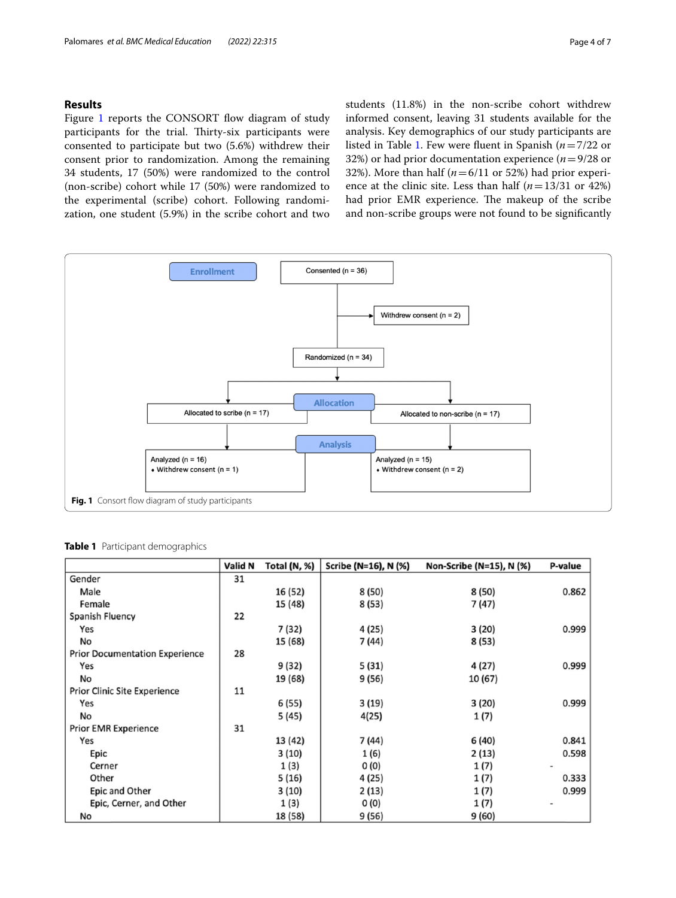## Results

Figure 1 reports the CONSORT flow diagram of study participants for the trial. Thirty-six participants were consented to participate but two (5.6%) withdrew their consent prior to randomization. Among the remaining 34 students, 17 (50%) were randomized to the control (non-scribe) cohort while 17 (50%) were randomized to the experimental (scribe) cohort. Following randomization, one student (5.9%) in the scribe cohort and two students (11.8%) in the non-scribe cohort withdrew informed consent, leaving 31 students available for the analysis. Key demographics of our study participants are listed in Table 1. Few were fluent in Spanish ($n=7/22$ or 32%) or had prior documentation experience ($n=9/28$ or 32%). More than half ($n=6/11$ or 52%) had prior experience at the clinic site. Less than half ($n=13/31$ or 42%) had prior EMR experience. The makeup of the scribe and non-scribe groups were not found to be significantly

Enrollment

Consented (n = 36)

Withdrew consent (n = 2)

Randomized (n = 34)

Allocation

Allocated to scribe (n = 17)

Allocated to non-scribe (n = 17)

Analysis

Analyzed (n = 16)
- Withdrew consent (n = 1)

Analyzed (n = 15)
- Withdrew consent (n = 2)

**Fig. 1** Consort flow diagram of study participants

**Table 1** Participant demographics

| | Valid N | Total (N, %) | Scribe (N=16), N (%) | Non-Scribe (N=15), N (%) | P-value |
|---|---|---|---|---|---|
| Gender | 31 | | | | |
| Male | | 16 (52) | 8 (50) | 8 (50) | 0.862 |
| Female | | 15 (48) | 8 (53) | 7 (47) | |
| Spanish Fluency | 22 | | | | |
| Yes | | 7 (32) | 4 (25) | 3 (20) | 0.999 |
| No | | 15 (68) | 7 (44) | 8 (53) | |
| Prior Documentation Experience | 28 | | | | |
| Yes | | 9 (32) | 5 (31) | 4 (27) | 0.999 |
| No | | 19 (68) | 9 (56) | 10 (67) | |
| Prior Clinic Site Experience | 11 | | | | |
| Yes | | 6 (55) | 3 (19) | 3 (20) | 0.999 |
| No | | 5 (45) | 4(25) | 1 (7) | |
| Prior EMR Experience | 31 | | | | |
| Yes | | 13 (42) | 7 (44) | 6 (40) | 0.841 |
| Epic | | 3 (10) | 1 (6) | 2 (13) | 0.598 |
| Cerner | | 1 (3) | 0 (0) | 1 (7) | - |
| Other | | 5 (16) | 4 (25) | 1 (7) | 0.333 |
| Epic and Other | | 3 (10) | 2 (13) | 1 (7) | 0.999 |
| Epic, Cerner, and Other | | 1 (3) | 0 (0) | 1 (7) | - |
| No | | 18 (58) | 9 (56) | 9 (60) | |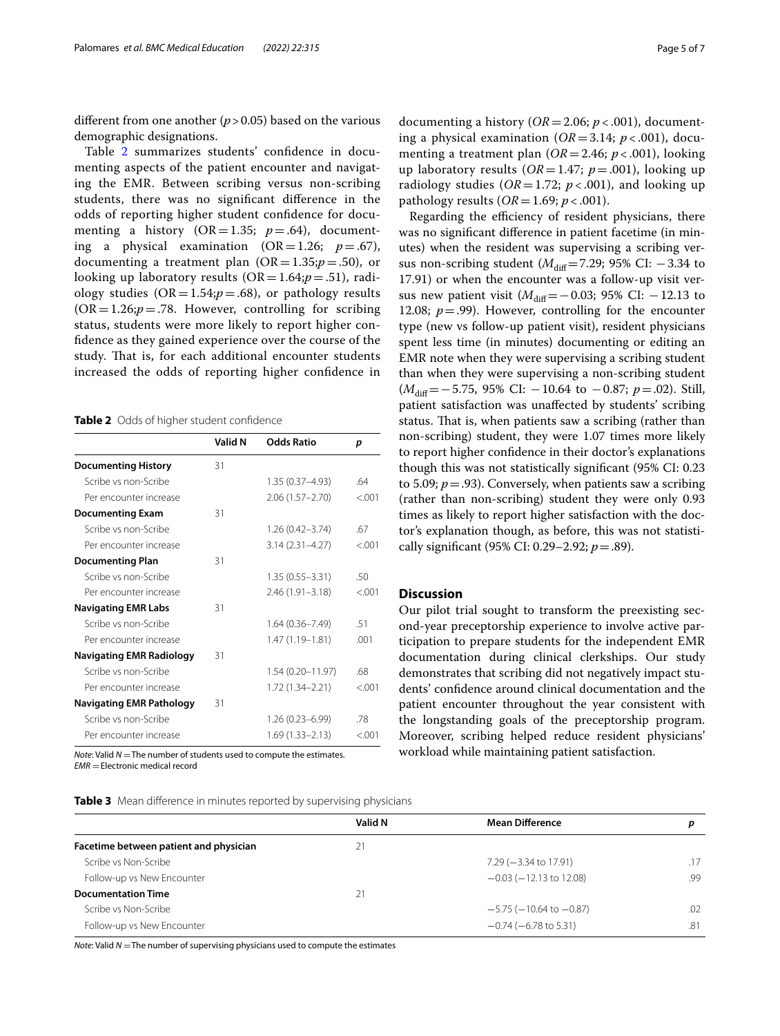different from one another ($p > 0.05$) based on the various demographic designations.

Table 2 summarizes students' confidence in documenting aspects of the patient encounter and navigating the EMR. Between scribing versus non-scribing students, there was no significant difference in the odds of reporting higher student confidence for documenting a history (OR = 1.35; $p = .64$), documenting a physical examination (OR = 1.26; $p = .67$), documenting a treatment plan (OR = 1.35;$p = .50$), or looking up laboratory results (OR = 1.64;$p = .51$), radiology studies (OR = 1.54;$p = .68$), or pathology results (OR = 1.26;$p = .78$. However, controlling for scribing status, students were more likely to report higher confidence as they gained experience over the course of the study. That is, for each additional encounter students increased the odds of reporting higher confidence in documenting a history ($OR = 2.06$; $p < .001$), documenting a physical examination ($OR = 3.14$; $p < .001$), documenting a treatment plan ($OR = 2.46$; $p < .001$), looking up laboratory results ($OR = 1.47$; $p = .001$), looking up radiology studies ($OR = 1.72$; $p < .001$), and looking up pathology results ($OR = 1.69$; $p < .001$).

**Table 2** Odds of higher student confidence

| | Valid N | Odds Ratio | p |
|---|---|---|---|
| **Documenting History** | 31 | | |
| Scribe vs non-Scribe | | 1.35 (0.37–4.93) | .64 |
| Per encounter increase | | 2.06 (1.57–2.70) | <.001 |
| **Documenting Exam** | 31 | | |
| Scribe vs non-Scribe | | 1.26 (0.42–3.74) | .67 |
| Per encounter increase | | 3.14 (2.31–4.27) | <.001 |
| **Documenting Plan** | 31 | | |
| Scribe vs non-Scribe | | 1.35 (0.55–3.31) | .50 |
| Per encounter increase | | 2.46 (1.91–3.18) | <.001 |
| **Navigating EMR Labs** | 31 | | |
| Scribe vs non-Scribe | | 1.64 (0.36–7.49) | .51 |
| Per encounter increase | | 1.47 (1.19–1.81) | .001 |
| **Navigating EMR Radiology** | 31 | | |
| Scribe vs non-Scribe | | 1.54 (0.20–11.97) | .68 |
| Per encounter increase | | 1.72 (1.34–2.21) | <.001 |
| **Navigating EMR Pathology** | 31 | | |
| Scribe vs non-Scribe | | 1.26 (0.23–6.99) | .78 |
| Per encounter increase | | 1.69 (1.33–2.13) | <.001 |

*Note*: Valid *N* = The number of students used to compute the estimates.
*EMR* = Electronic medical record

Regarding the efficiency of resident physicians, there was no significant difference in patient facetime (in minutes) when the resident was supervising a scribing versus non-scribing student ($M_{diff} = 7.29$; 95% CI: −3.34 to 17.91) or when the encounter was a follow-up visit versus new patient visit ($M_{diff} = -0.03$; 95% CI: −12.13 to 12.08; $p = .99$). However, controlling for the encounter type (new vs follow-up patient visit), resident physicians spent less time (in minutes) documenting or editing an EMR note when they were supervising a scribing student than when they were supervising a non-scribing student ($M_{diff} = -5.75$, 95% CI: −10.64 to −0.87; $p = .02$). Still, patient satisfaction was unaffected by students' scribing status. That is, when patients saw a scribing (rather than non-scribing) student, they were 1.07 times more likely to report higher confidence in their doctor's explanations though this was not statistically significant (95% CI: 0.23 to 5.09; $p = .93$). Conversely, when patients saw a scribing (rather than non-scribing) student they were only 0.93 times as likely to report higher satisfaction with the doctor's explanation though, as before, this was not statistically significant (95% CI: 0.29–2.92; $p = .89$).

## Discussion

Our pilot trial sought to transform the preexisting second-year preceptorship experience to involve active participation to prepare students for the independent EMR documentation during clinical clerkships. Our study demonstrates that scribing did not negatively impact students' confidence around clinical documentation and the patient encounter throughout the year consistent with the longstanding goals of the preceptorship program. Moreover, scribing helped reduce resident physicians' workload while maintaining patient satisfaction.

**Table 3** Mean difference in minutes reported by supervising physicians

| | Valid N | Mean Difference | p |
|---|---|---|---|
| **Facetime between patient and physician** | 21 | | |
| Scribe vs Non-Scribe | | 7.29 (−3.34 to 17.91) | .17 |
| Follow-up vs New Encounter | | −0.03 (−12.13 to 12.08) | .99 |
| **Documentation Time** | 21 | | |
| Scribe vs Non-Scribe | | −5.75 (−10.64 to −0.87) | .02 |
| Follow-up vs New Encounter | | −0.74 (−6.78 to 5.31) | .81 |

*Note*: Valid *N* = The number of supervising physicians used to compute the estimates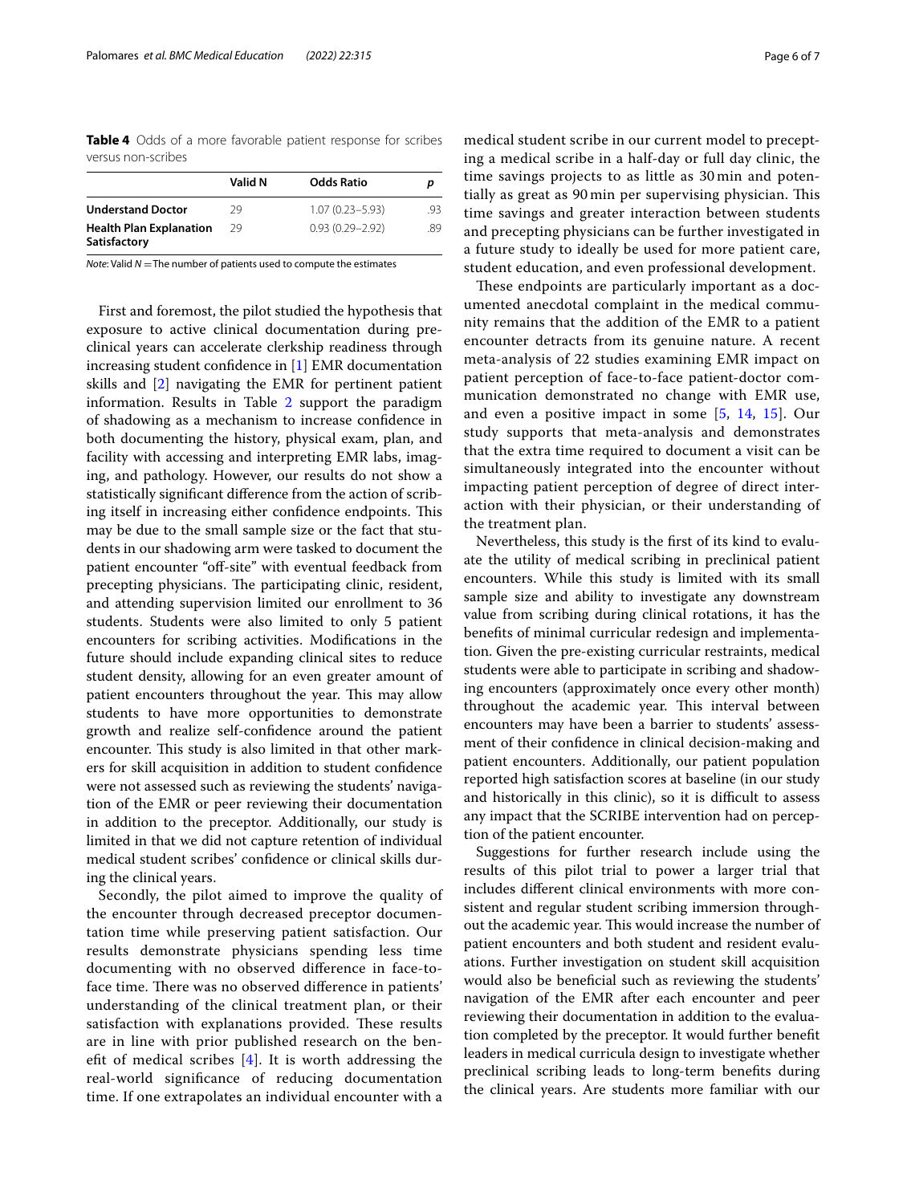**Table 4** Odds of a more favorable patient response for scribes versus non-scribes

| | Valid N | Odds Ratio | p |
|---|---|---|---|
| **Understand Doctor** | 29 | 1.07 (0.23–5.93) | .93 |
| **Health Plan Explanation Satisfactory** | 29 | 0.93 (0.29–2.92) | .89 |

*Note*: Valid *N* = The number of patients used to compute the estimates

First and foremost, the pilot studied the hypothesis that exposure to active clinical documentation during preclinical years can accelerate clerkship readiness through increasing student confidence in [1] EMR documentation skills and [2] navigating the EMR for pertinent patient information. Results in Table 2 support the paradigm of shadowing as a mechanism to increase confidence in both documenting the history, physical exam, plan, and facility with accessing and interpreting EMR labs, imaging, and pathology. However, our results do not show a statistically significant difference from the action of scribing itself in increasing either confidence endpoints. This may be due to the small sample size or the fact that students in our shadowing arm were tasked to document the patient encounter "off-site" with eventual feedback from precepting physicians. The participating clinic, resident, and attending supervision limited our enrollment to 36 students. Students were also limited to only 5 patient encounters for scribing activities. Modifications in the future should include expanding clinical sites to reduce student density, allowing for an even greater amount of patient encounters throughout the year. This may allow students to have more opportunities to demonstrate growth and realize self-confidence around the patient encounter. This study is also limited in that other markers for skill acquisition in addition to student confidence were not assessed such as reviewing the students' navigation of the EMR or peer reviewing their documentation in addition to the preceptor. Additionally, our study is limited in that we did not capture retention of individual medical student scribes' confidence or clinical skills during the clinical years.

Secondly, the pilot aimed to improve the quality of the encounter through decreased preceptor documentation time while preserving patient satisfaction. Our results demonstrate physicians spending less time documenting with no observed difference in face-to-face time. There was no observed difference in patients' understanding of the clinical treatment plan, or their satisfaction with explanations provided. These results are in line with prior published research on the benefit of medical scribes [4]. It is worth addressing the real-world significance of reducing documentation time. If one extrapolates an individual encounter with a medical student scribe in our current model to precepting a medical scribe in a half-day or full day clinic, the time savings projects to as little as 30 min and potentially as great as 90 min per supervising physician. This time savings and greater interaction between students and precepting physicians can be further investigated in a future study to ideally be used for more patient care, student education, and even professional development.

These endpoints are particularly important as a documented anecdotal complaint in the medical community remains that the addition of the EMR to a patient encounter detracts from its genuine nature. A recent meta-analysis of 22 studies examining EMR impact on patient perception of face-to-face patient-doctor communication demonstrated no change with EMR use, and even a positive impact in some [5, 14, 15]. Our study supports that meta-analysis and demonstrates that the extra time required to document a visit can be simultaneously integrated into the encounter without impacting patient perception of degree of direct interaction with their physician, or their understanding of the treatment plan.

Nevertheless, this study is the first of its kind to evaluate the utility of medical scribing in preclinical patient encounters. While this study is limited with its small sample size and ability to investigate any downstream value from scribing during clinical rotations, it has the benefits of minimal curricular redesign and implementation. Given the pre-existing curricular restraints, medical students were able to participate in scribing and shadowing encounters (approximately once every other month) throughout the academic year. This interval between encounters may have been a barrier to students' assessment of their confidence in clinical decision-making and patient encounters. Additionally, our patient population reported high satisfaction scores at baseline (in our study and historically in this clinic), so it is difficult to assess any impact that the SCRIBE intervention had on perception of the patient encounter.

Suggestions for further research include using the results of this pilot trial to power a larger trial that includes different clinical environments with more consistent and regular student scribing immersion throughout the academic year. This would increase the number of patient encounters and both student and resident evaluations. Further investigation on student skill acquisition would also be beneficial such as reviewing the students' navigation of the EMR after each encounter and peer reviewing their documentation in addition to the evaluation completed by the preceptor. It would further benefit leaders in medical curricula design to investigate whether preclinical scribing leads to long-term benefits during the clinical years. Are students more familiar with our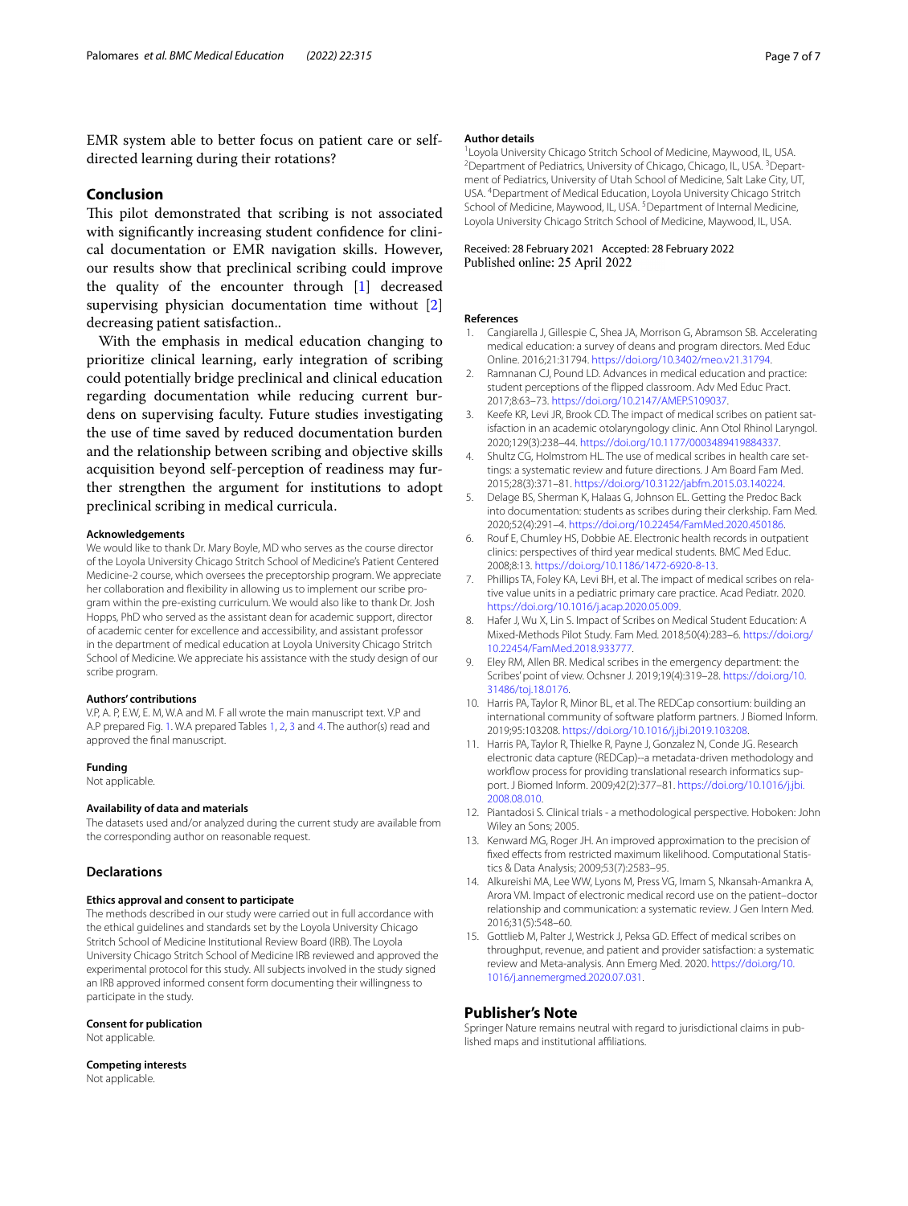EMR system able to better focus on patient care or self-directed learning during their rotations?

## Conclusion

This pilot demonstrated that scribing is not associated with significantly increasing student confidence for clinical documentation or EMR navigation skills. However, our results show that preclinical scribing could improve the quality of the encounter through [1] decreased supervising physician documentation time without [2] decreasing patient satisfaction..

With the emphasis in medical education changing to prioritize clinical learning, early integration of scribing could potentially bridge preclinical and clinical education regarding documentation while reducing current burdens on supervising faculty. Future studies investigating the use of time saved by reduced documentation burden and the relationship between scribing and objective skills acquisition beyond self-perception of readiness may further strengthen the argument for institutions to adopt preclinical scribing in medical curricula.

#### Acknowledgements

We would like to thank Dr. Mary Boyle, MD who serves as the course director of the Loyola University Chicago Stritch School of Medicine's Patient Centered Medicine-2 course, which oversees the preceptorship program. We appreciate her collaboration and flexibility in allowing us to implement our scribe program within the pre-existing curriculum. We would also like to thank Dr. Josh Hopps, PhD who served as the assistant dean for academic support, director of academic center for excellence and accessibility, and assistant professor in the department of medical education at Loyola University Chicago Stritch School of Medicine. We appreciate his assistance with the study design of our scribe program.

#### Authors' contributions

V.P, A. P, E.W, E. M, W.A and M. F all wrote the main manuscript text. V.P and A.P prepared Fig. 1. W.A prepared Tables 1, 2, 3 and 4. The author(s) read and approved the final manuscript.

#### Funding

Not applicable.

#### Availability of data and materials

The datasets used and/or analyzed during the current study are available from the corresponding author on reasonable request.

### Declarations

#### Ethics approval and consent to participate

The methods described in our study were carried out in full accordance with the ethical guidelines and standards set by the Loyola University Chicago Stritch School of Medicine Institutional Review Board (IRB). The Loyola University Chicago Stritch School of Medicine IRB reviewed and approved the experimental protocol for this study. All subjects involved in the study signed an IRB approved informed consent form documenting their willingness to participate in the study.

#### Consent for publication

Not applicable.

#### Competing interests

Not applicable.

#### Author details

[1]Loyola University Chicago Stritch School of Medicine, Maywood, IL, USA. [2]Department of Pediatrics, University of Chicago, Chicago, IL, USA. [3]Department of Pediatrics, University of Utah School of Medicine, Salt Lake City, UT, USA. [4]Department of Medical Education, Loyola University Chicago Stritch School of Medicine, Maywood, IL, USA. [5]Department of Internal Medicine, Loyola University Chicago Stritch School of Medicine, Maywood, IL, USA.

Received: 28 February 2021 Accepted: 28 February 2022
Published online: 25 April 2022

#### References

1. Cangiarella J, Gillespie C, Shea JA, Morrison G, Abramson SB. Accelerating medical education: a survey of deans and program directors. Med Educ Online. 2016;21:31794. https://doi.org/10.3402/meo.v21.31794.
2. Ramnanan CJ, Pound LD. Advances in medical education and practice: student perceptions of the flipped classroom. Adv Med Educ Pract. 2017;8:63–73. https://doi.org/10.2147/AMEP.S109037.
3. Keefe KR, Levi JR, Brook CD. The impact of medical scribes on patient satisfaction in an academic otolaryngology clinic. Ann Otol Rhinol Laryngol. 2020;129(3):238–44. https://doi.org/10.1177/0003489419884337.
4. Shultz CG, Holmstrom HL. The use of medical scribes in health care settings: a systematic review and future directions. J Am Board Fam Med. 2015;28(3):371–81. https://doi.org/10.3122/jabfm.2015.03.140224.
5. Delage BS, Sherman K, Halaas G, Johnson EL. Getting the Predoc Back into documentation: students as scribes during their clerkship. Fam Med. 2020;52(4):291–4. https://doi.org/10.22454/FamMed.2020.450186.
6. Rouf E, Chumley HS, Dobbie AE. Electronic health records in outpatient clinics: perspectives of third year medical students. BMC Med Educ. 2008;8:13. https://doi.org/10.1186/1472-6920-8-13.
7. Phillips TA, Foley KA, Levi BH, et al. The impact of medical scribes on relative value units in a pediatric primary care practice. Acad Pediatr. 2020. https://doi.org/10.1016/j.acap.2020.05.009.
8. Hafer J, Wu X, Lin S. Impact of Scribes on Medical Student Education: A Mixed-Methods Pilot Study. Fam Med. 2018;50(4):283–6. https://doi.org/10.22454/FamMed.2018.933777.
9. Eley RM, Allen BR. Medical scribes in the emergency department: the Scribes' point of view. Ochsner J. 2019;19(4):319–28. https://doi.org/10.31486/toj.18.0176.
10. Harris PA, Taylor R, Minor BL, et al. The REDCap consortium: building an international community of software platform partners. J Biomed Inform. 2019;95:103208. https://doi.org/10.1016/j.jbi.2019.103208.
11. Harris PA, Taylor R, Thielke R, Payne J, Gonzalez N, Conde JG. Research electronic data capture (REDCap)--a metadata-driven methodology and workflow process for providing translational research informatics support. J Biomed Inform. 2009;42(2):377–81. https://doi.org/10.1016/j.jbi.2008.08.010.
12. Piantadosi S. Clinical trials - a methodological perspective. Hoboken: John Wiley an Sons; 2005.
13. Kenward MG, Roger JH. An improved approximation to the precision of fixed effects from restricted maximum likelihood. Computational Statistics & Data Analysis; 2009;53(7):2583–95.
14. Alkureishi MA, Lee WW, Lyons M, Press VG, Imam S, Nkansah-Amankra A, Arora VM. Impact of electronic medical record use on the patient–doctor relationship and communication: a systematic review. J Gen Intern Med. 2016;31(5):548–60.
15. Gottlieb M, Palter J, Westrick J, Peksa GD. Effect of medical scribes on throughput, revenue, and patient and provider satisfaction: a systematic review and Meta-analysis. Ann Emerg Med. 2020. https://doi.org/10.1016/j.annemergmed.2020.07.031.

## Publisher's Note

Springer Nature remains neutral with regard to jurisdictional claims in published maps and institutional affiliations.